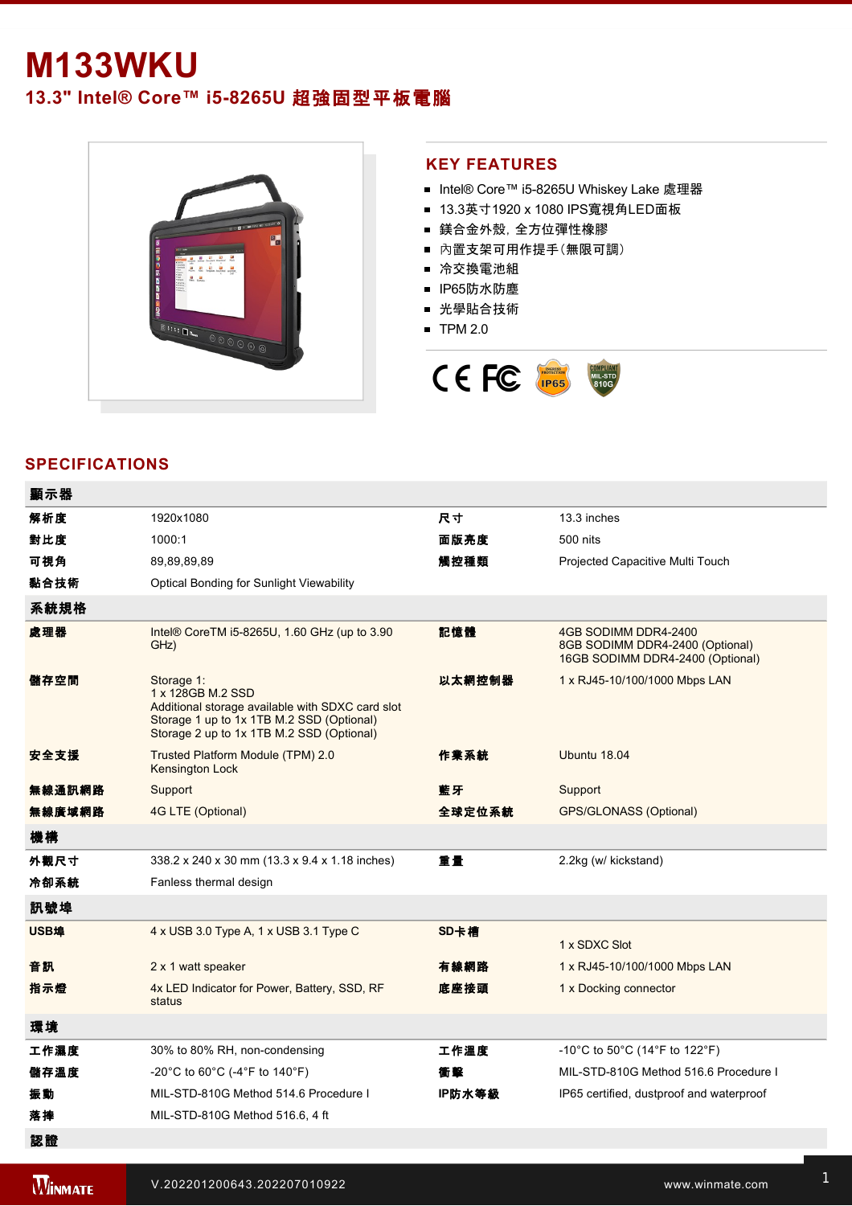# M133WKU

## 13.3" Intel® Core™ i5-8265U 超強固型平板電腦

## KEY FEATURES

- Intel® Core™ i5-8265U Whiskey Lake 處理器
- 13.3英寸1920 x 1080 IPS寬視角LED面板
- 鎂合金外殼，全方位彈性橡膠
- 內置支架可用作提手（無限可調）
- 冷交換電池組
- IP65防水防塵
- 光學貼合技術
- TPM 2.0

## SPECIFICATIONS

| 顯示器 | | | |
|---|---|---|---|
| 解析度 | 1920x1080 | 尺寸 | 13.3 inches |
| 對比度 | 1000:1 | 面版亮度 | 500 nits |
| 可視角 | 89,89,89,89 | 觸控種類 | Projected Capacitive Multi Touch |
| 黏合技術 | Optical Bonding for Sunlight Viewability | | |
| **系統規格** | | | |
| 處理器 | Intel® CoreTM i5-8265U, 1.60 GHz (up to 3.90 GHz) | 記憶體 | 4GB SODIMM DDR4-2400<br>8GB SODIMM DDR4-2400 (Optional)<br>16GB SODIMM DDR4-2400 (Optional) |
| 儲存空間 | Storage 1:<br>1 x 128GB M.2 SSD<br>Additional storage available with SDXC card slot<br>Storage 1 up to 1x 1TB M.2 SSD (Optional)<br>Storage 2 up to 1x 1TB M.2 SSD (Optional) | 以太網控制器 | 1 x RJ45-10/100/1000 Mbps LAN |
| 安全支援 | Trusted Platform Module (TPM) 2.0<br>Kensington Lock | 作業系統 | Ubuntu 18.04 |
| 無線通訊網路 | Support | 藍牙 | Support |
| 無線廣域網路 | 4G LTE (Optional) | 全球定位系統 | GPS/GLONASS (Optional) |
| **機構** | | | |
| 外觀尺寸 | 338.2 x 240 x 30 mm (13.3 x 9.4 x 1.18 inches) | 重量 | 2.2kg (w/ kickstand) |
| 冷卻系統 | Fanless thermal design | | |
| **訊號埠** | | | |
| USB埠 | 4 x USB 3.0 Type A, 1 x USB 3.1 Type C | SD卡槽 | 1 x SDXC Slot |
| 音訊 | 2 x 1 watt speaker | 有線網路 | 1 x RJ45-10/100/1000 Mbps LAN |
| 指示燈 | 4x LED Indicator for Power, Battery, SSD, RF status | 底座接頭 | 1 x Docking connector |
| **環境** | | | |
| 工作濕度 | 30% to 80% RH, non-condensing | 工作溫度 | -10°C to 50°C (14°F to 122°F) |
| 儲存溫度 | -20°C to 60°C (-4°F to 140°F) | 衝擊 | MIL-STD-810G Method 516.6 Procedure I |
| 振動 | MIL-STD-810G Method 514.6 Procedure I | IP防水等級 | IP65 certified, dustproof and waterproof |
| 落摔 | MIL-STD-810G Method 516.6, 4 ft | | |
| **認證** | | | |

V.202201200643.202207010922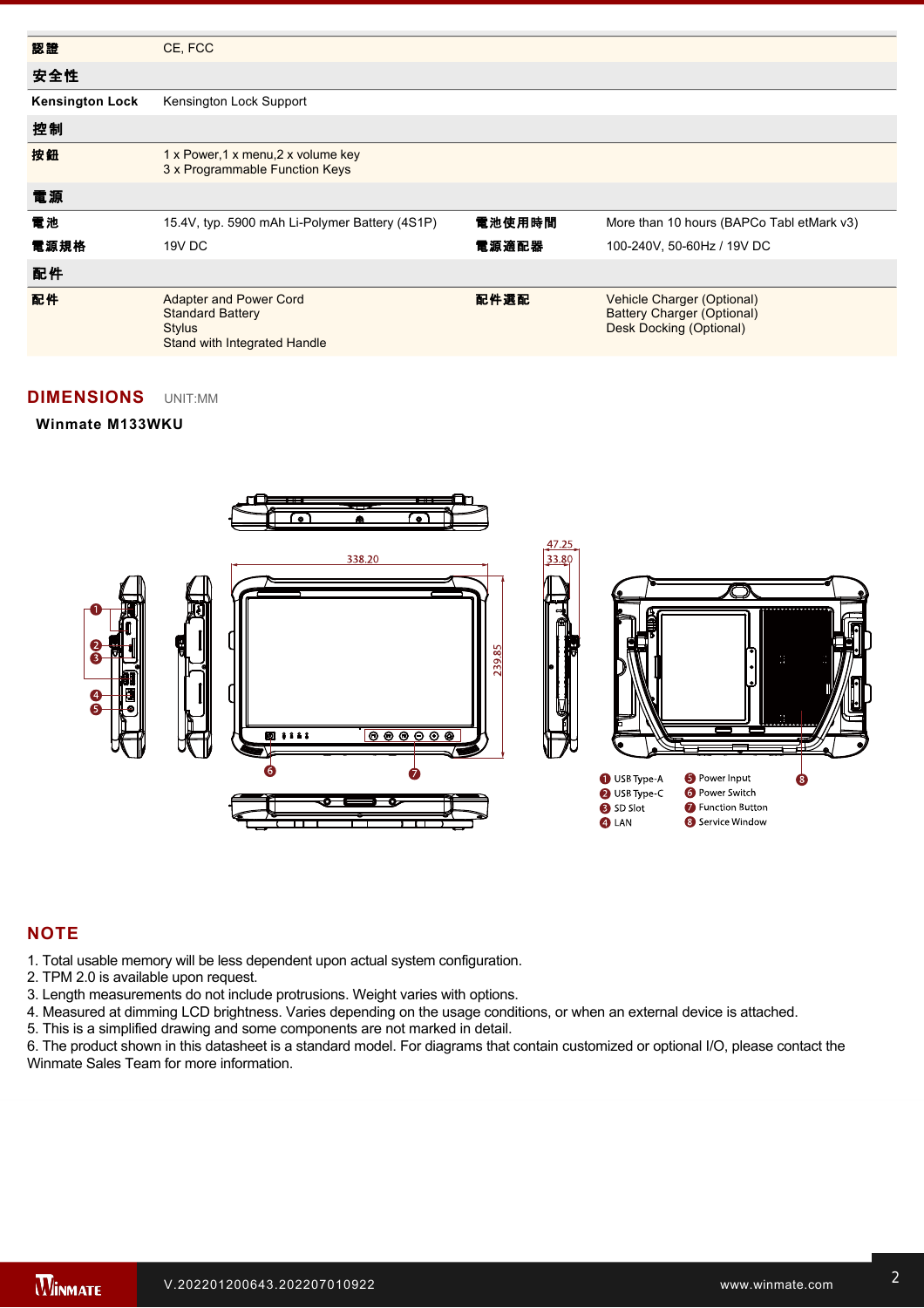| | | | |
|---|---|---|---|
| **認證** | CE, FCC | | |
| **安全性** | | | |
| **Kensington Lock** | Kensington Lock Support | | |
| **控制** | | | |
| **按鈕** | 1 x Power,1 x menu,2 x volume key<br>3 x Programmable Function Keys | | |
| **電源** | | | |
| **電池** | 15.4V, typ. 5900 mAh Li-Polymer Battery (4S1P) | **電池使用時間** | More than 10 hours (BAPCo Tabl etMark v3) |
| **電源規格** | 19V DC | **電源適配器** | 100-240V, 50-60Hz / 19V DC |
| **配件** | | | |
| **配件** | Adapter and Power Cord<br>Standard Battery<br>Stylus<br>Stand with Integrated Handle | **配件選配** | Vehicle Charger (Optional)<br>Battery Charger (Optional)<br>Desk Docking (Optional) |

## DIMENSIONS UNIT:MM

**Winmate M133WKU**

338.20
239.85
47.25
33.80

1 USB Type-A
2 USB Type-C
3 SD Slot
4 LAN
5 Power Input
6 Power Switch
7 Function Button
8 Service Window

## NOTE

1. Total usable memory will be less dependent upon actual system configuration.
2. TPM 2.0 is available upon request.
3. Length measurements do not include protrusions. Weight varies with options.
4. Measured at dimming LCD brightness. Varies depending on the usage conditions, or when an external device is attached.
5. This is a simplified drawing and some components are not marked in detail.
6. The product shown in this datasheet is a standard model. For diagrams that contain customized or optional I/O, please contact the Winmate Sales Team for more information.